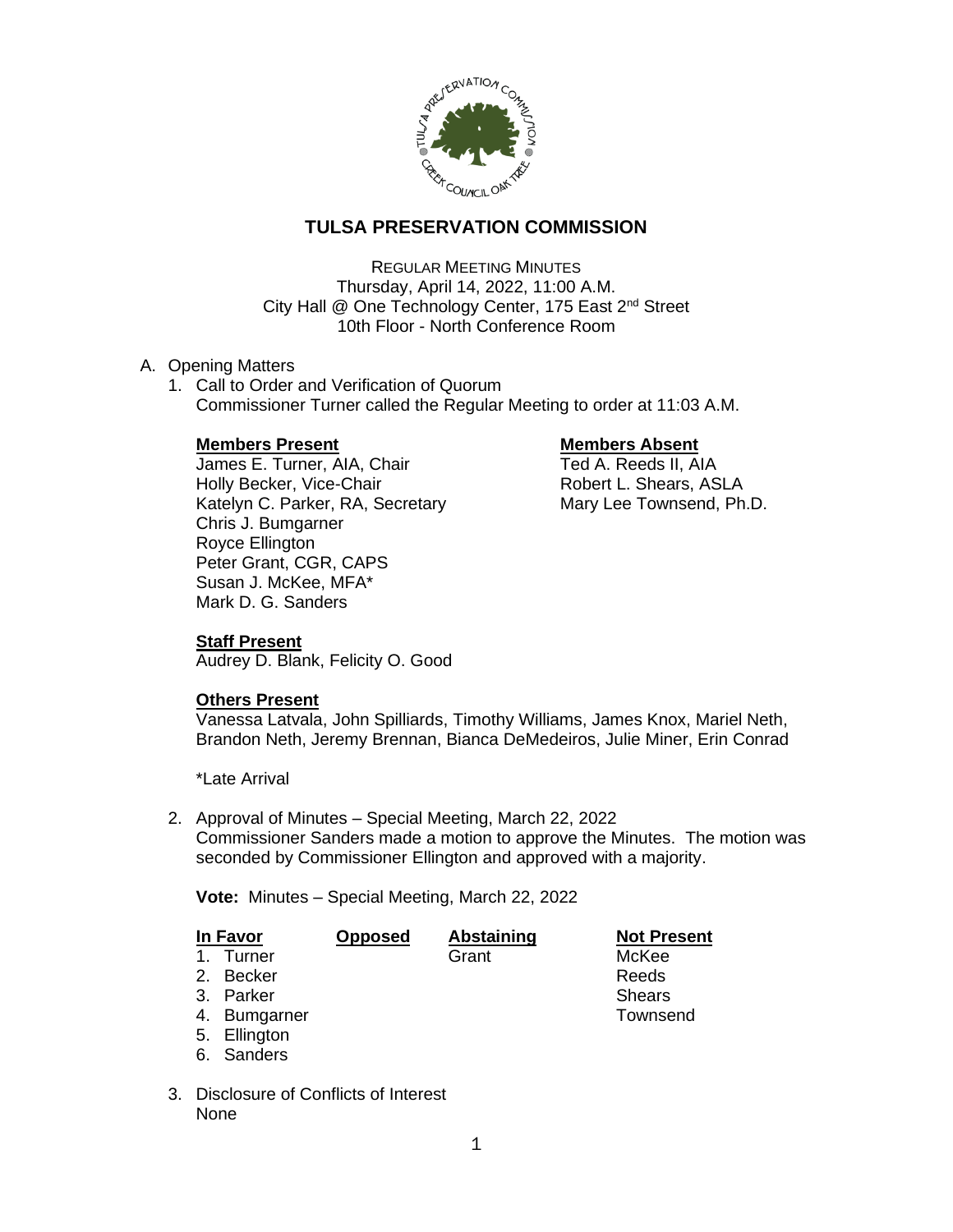# TULSA PRESERVATION COMMISSION

REGULAR MEETING MINUTES
Thursday, April 14, 2022, 11:00 A.M.
City Hall @ One Technology Center, 175 East 2nd Street
10th Floor - North Conference Room

A. Opening Matters

1. Call to Order and Verification of Quorum
   Commissioner Turner called the Regular Meeting to order at 11:03 A.M.

   **Members Present**
   James E. Turner, AIA, Chair
   Holly Becker, Vice-Chair
   Katelyn C. Parker, RA, Secretary
   Chris J. Bumgarner
   Royce Ellington
   Peter Grant, CGR, CAPS
   Susan J. McKee, MFA*
   Mark D. G. Sanders

   **Members Absent**
   Ted A. Reeds II, AIA
   Robert L. Shears, ASLA
   Mary Lee Townsend, Ph.D.

   **Staff Present**
   Audrey D. Blank, Felicity O. Good

   **Others Present**
   Vanessa Latvala, John Spilliards, Timothy Williams, James Knox, Mariel Neth, Brandon Neth, Jeremy Brennan, Bianca DeMedeiros, Julie Miner, Erin Conrad

   *Late Arrival

2. Approval of Minutes – Special Meeting, March 22, 2022
   Commissioner Sanders made a motion to approve the Minutes. The motion was seconded by Commissioner Ellington and approved with a majority.

   **Vote:** Minutes – Special Meeting, March 22, 2022

| In Favor | Opposed | Abstaining | Not Present |
|---|---|---|---|
| 1. Turner | | Grant | McKee |
| 2. Becker | | | Reeds |
| 3. Parker | | | Shears |
| 4. Bumgarner | | | Townsend |
| 5. Ellington | | | |
| 6. Sanders | | | |

3. Disclosure of Conflicts of Interest
   None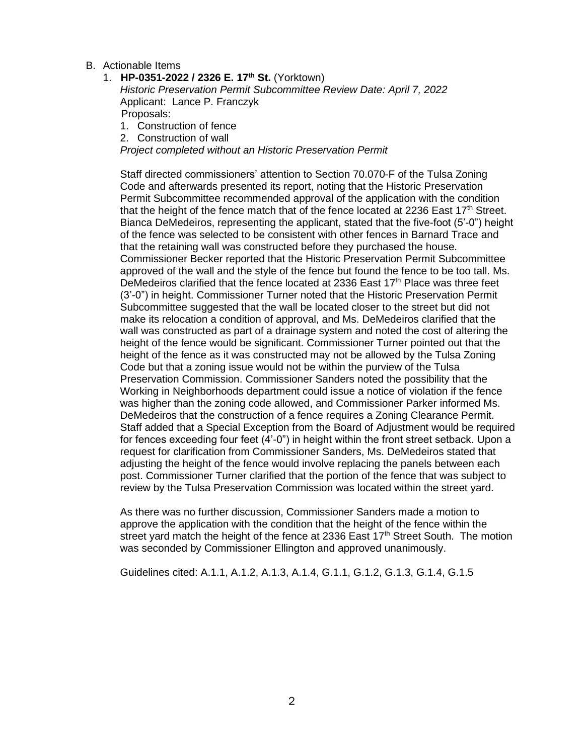B. Actionable Items

1. **HP-0351-2022 / 2326 E. 17th St.** (Yorktown)
   *Historic Preservation Permit Subcommittee Review Date: April 7, 2022*
   Applicant: Lance P. Franczyk
   Proposals:
   1. Construction of fence
   2. Construction of wall

   *Project completed without an Historic Preservation Permit*

   Staff directed commissioners' attention to Section 70.070-F of the Tulsa Zoning Code and afterwards presented its report, noting that the Historic Preservation Permit Subcommittee recommended approval of the application with the condition that the height of the fence match that of the fence located at 2236 East 17th Street. Bianca DeMedeiros, representing the applicant, stated that the five-foot (5'-0") height of the fence was selected to be consistent with other fences in Barnard Trace and that the retaining wall was constructed before they purchased the house. Commissioner Becker reported that the Historic Preservation Permit Subcommittee approved of the wall and the style of the fence but found the fence to be too tall. Ms. DeMedeiros clarified that the fence located at 2336 East 17th Place was three feet (3'-0") in height. Commissioner Turner noted that the Historic Preservation Permit Subcommittee suggested that the wall be located closer to the street but did not make its relocation a condition of approval, and Ms. DeMedeiros clarified that the wall was constructed as part of a drainage system and noted the cost of altering the height of the fence would be significant. Commissioner Turner pointed out that the height of the fence as it was constructed may not be allowed by the Tulsa Zoning Code but that a zoning issue would not be within the purview of the Tulsa Preservation Commission. Commissioner Sanders noted the possibility that the Working in Neighborhoods department could issue a notice of violation if the fence was higher than the zoning code allowed, and Commissioner Parker informed Ms. DeMedeiros that the construction of a fence requires a Zoning Clearance Permit. Staff added that a Special Exception from the Board of Adjustment would be required for fences exceeding four feet (4'-0") in height within the front street setback. Upon a request for clarification from Commissioner Sanders, Ms. DeMedeiros stated that adjusting the height of the fence would involve replacing the panels between each post. Commissioner Turner clarified that the portion of the fence that was subject to review by the Tulsa Preservation Commission was located within the street yard.

   As there was no further discussion, Commissioner Sanders made a motion to approve the application with the condition that the height of the fence within the street yard match the height of the fence at 2336 East 17th Street South. The motion was seconded by Commissioner Ellington and approved unanimously.

   Guidelines cited: A.1.1, A.1.2, A.1.3, A.1.4, G.1.1, G.1.2, G.1.3, G.1.4, G.1.5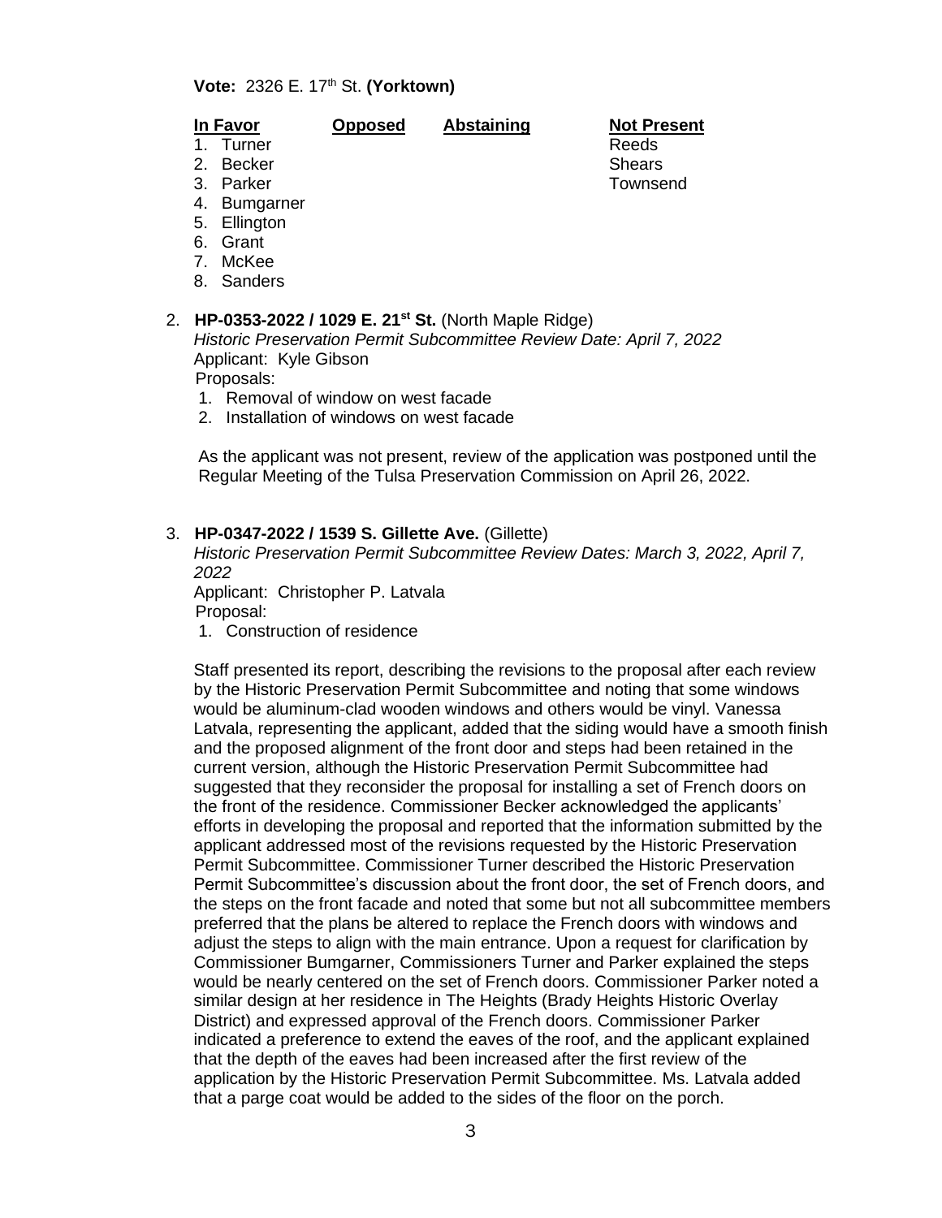**Vote:** 2326 E. 17th St. **(Yorktown)**

| In Favor | Opposed | Abstaining | Not Present |
|---|---|---|---|
| 1. Turner | | | Reeds |
| 2. Becker | | | Shears |
| 3. Parker | | | Townsend |
| 4. Bumgarner | | | |
| 5. Ellington | | | |
| 6. Grant | | | |
| 7. McKee | | | |
| 8. Sanders | | | |

2. **HP-0353-2022 / 1029 E. 21st St.** (North Maple Ridge)
   *Historic Preservation Permit Subcommittee Review Date: April 7, 2022*
   Applicant: Kyle Gibson
   Proposals:
   1. Removal of window on west facade
   2. Installation of windows on west facade

   As the applicant was not present, review of the application was postponed until the Regular Meeting of the Tulsa Preservation Commission on April 26, 2022.

3. **HP-0347-2022 / 1539 S. Gillette Ave.** (Gillette)
   *Historic Preservation Permit Subcommittee Review Dates: March 3, 2022, April 7, 2022*
   Applicant: Christopher P. Latvala
   Proposal:
   1. Construction of residence

   Staff presented its report, describing the revisions to the proposal after each review by the Historic Preservation Permit Subcommittee and noting that some windows would be aluminum-clad wooden windows and others would be vinyl. Vanessa Latvala, representing the applicant, added that the siding would have a smooth finish and the proposed alignment of the front door and steps had been retained in the current version, although the Historic Preservation Permit Subcommittee had suggested that they reconsider the proposal for installing a set of French doors on the front of the residence. Commissioner Becker acknowledged the applicants' efforts in developing the proposal and reported that the information submitted by the applicant addressed most of the revisions requested by the Historic Preservation Permit Subcommittee. Commissioner Turner described the Historic Preservation Permit Subcommittee's discussion about the front door, the set of French doors, and the steps on the front facade and noted that some but not all subcommittee members preferred that the plans be altered to replace the French doors with windows and adjust the steps to align with the main entrance. Upon a request for clarification by Commissioner Bumgarner, Commissioners Turner and Parker explained the steps would be nearly centered on the set of French doors. Commissioner Parker noted a similar design at her residence in The Heights (Brady Heights Historic Overlay District) and expressed approval of the French doors. Commissioner Parker indicated a preference to extend the eaves of the roof, and the applicant explained that the depth of the eaves had been increased after the first review of the application by the Historic Preservation Permit Subcommittee. Ms. Latvala added that a parge coat would be added to the sides of the floor on the porch.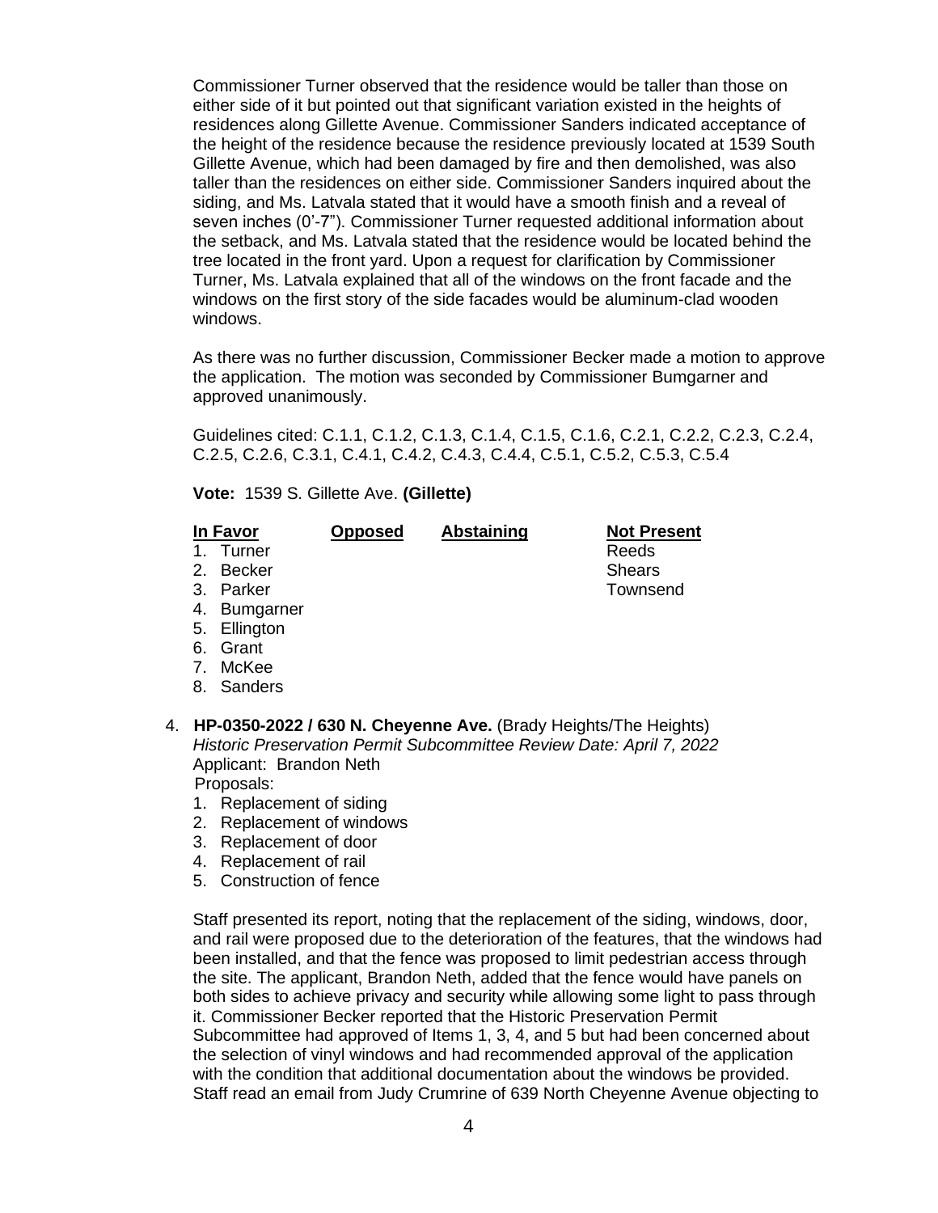Commissioner Turner observed that the residence would be taller than those on either side of it but pointed out that significant variation existed in the heights of residences along Gillette Avenue. Commissioner Sanders indicated acceptance of the height of the residence because the residence previously located at 1539 South Gillette Avenue, which had been damaged by fire and then demolished, was also taller than the residences on either side. Commissioner Sanders inquired about the siding, and Ms. Latvala stated that it would have a smooth finish and a reveal of seven inches (0'-7"). Commissioner Turner requested additional information about the setback, and Ms. Latvala stated that the residence would be located behind the tree located in the front yard. Upon a request for clarification by Commissioner Turner, Ms. Latvala explained that all of the windows on the front facade and the windows on the first story of the side facades would be aluminum-clad wooden windows.

As there was no further discussion, Commissioner Becker made a motion to approve the application. The motion was seconded by Commissioner Bumgarner and approved unanimously.

Guidelines cited: C.1.1, C.1.2, C.1.3, C.1.4, C.1.5, C.1.6, C.2.1, C.2.2, C.2.3, C.2.4, C.2.5, C.2.6, C.3.1, C.4.1, C.4.2, C.4.3, C.4.4, C.5.1, C.5.2, C.5.3, C.5.4

**Vote:** 1539 S. Gillette Ave. **(Gillette)**

| In Favor | Opposed | Abstaining | Not Present |
|---|---|---|---|
| 1. Turner | | | Reeds |
| 2. Becker | | | Shears |
| 3. Parker | | | Townsend |
| 4. Bumgarner | | | |
| 5. Ellington | | | |
| 6. Grant | | | |
| 7. McKee | | | |
| 8. Sanders | | | |

4. **HP-0350-2022 / 630 N. Cheyenne Ave.** (Brady Heights/The Heights)
*Historic Preservation Permit Subcommittee Review Date: April 7, 2022*
Applicant: Brandon Neth
Proposals:
1. Replacement of siding
2. Replacement of windows
3. Replacement of door
4. Replacement of rail
5. Construction of fence

Staff presented its report, noting that the replacement of the siding, windows, door, and rail were proposed due to the deterioration of the features, that the windows had been installed, and that the fence was proposed to limit pedestrian access through the site. The applicant, Brandon Neth, added that the fence would have panels on both sides to achieve privacy and security while allowing some light to pass through it. Commissioner Becker reported that the Historic Preservation Permit Subcommittee had approved of Items 1, 3, 4, and 5 but had been concerned about the selection of vinyl windows and had recommended approval of the application with the condition that additional documentation about the windows be provided. Staff read an email from Judy Crumrine of 639 North Cheyenne Avenue objecting to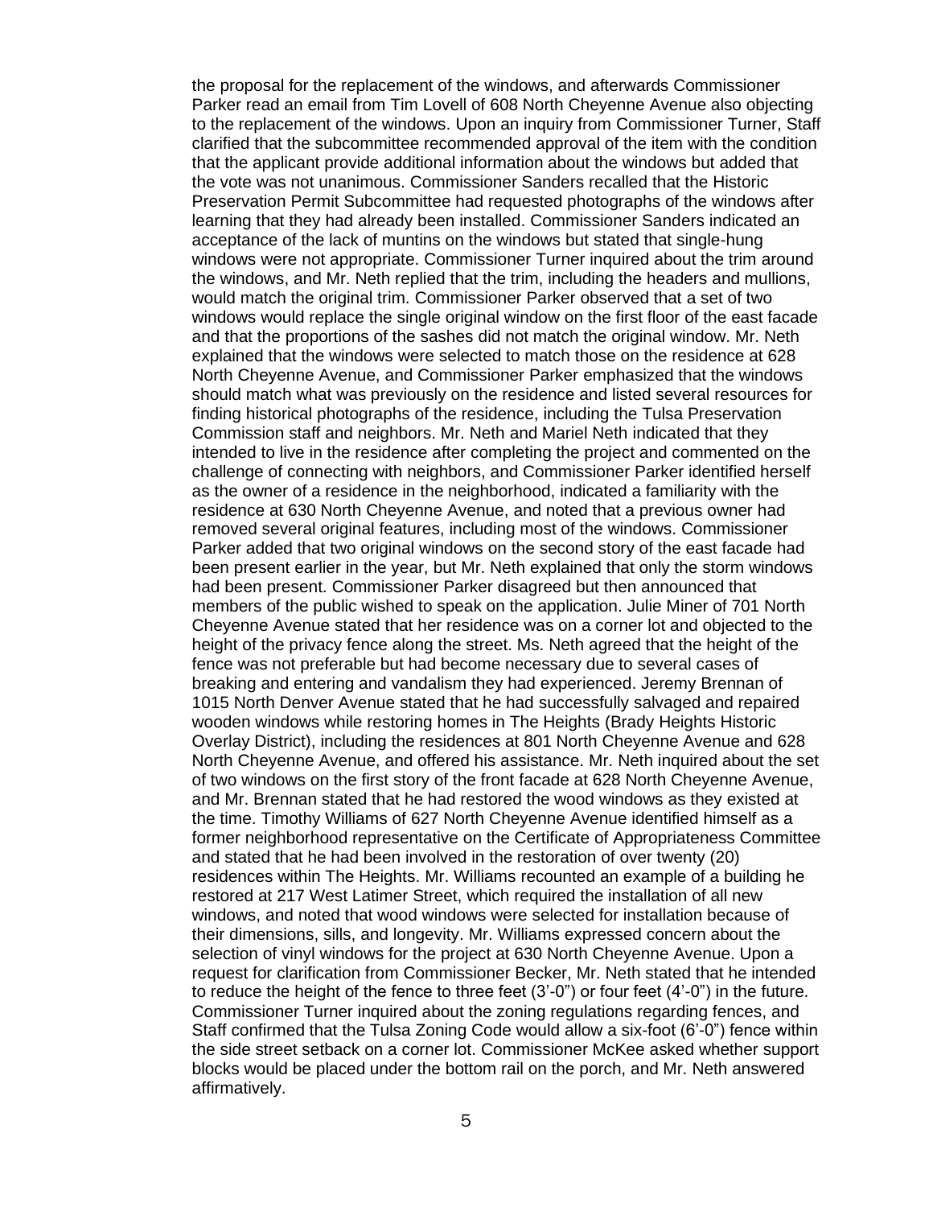the proposal for the replacement of the windows, and afterwards Commissioner Parker read an email from Tim Lovell of 608 North Cheyenne Avenue also objecting to the replacement of the windows. Upon an inquiry from Commissioner Turner, Staff clarified that the subcommittee recommended approval of the item with the condition that the applicant provide additional information about the windows but added that the vote was not unanimous. Commissioner Sanders recalled that the Historic Preservation Permit Subcommittee had requested photographs of the windows after learning that they had already been installed. Commissioner Sanders indicated an acceptance of the lack of muntins on the windows but stated that single-hung windows were not appropriate. Commissioner Turner inquired about the trim around the windows, and Mr. Neth replied that the trim, including the headers and mullions, would match the original trim. Commissioner Parker observed that a set of two windows would replace the single original window on the first floor of the east facade and that the proportions of the sashes did not match the original window. Mr. Neth explained that the windows were selected to match those on the residence at 628 North Cheyenne Avenue, and Commissioner Parker emphasized that the windows should match what was previously on the residence and listed several resources for finding historical photographs of the residence, including the Tulsa Preservation Commission staff and neighbors. Mr. Neth and Mariel Neth indicated that they intended to live in the residence after completing the project and commented on the challenge of connecting with neighbors, and Commissioner Parker identified herself as the owner of a residence in the neighborhood, indicated a familiarity with the residence at 630 North Cheyenne Avenue, and noted that a previous owner had removed several original features, including most of the windows. Commissioner Parker added that two original windows on the second story of the east facade had been present earlier in the year, but Mr. Neth explained that only the storm windows had been present. Commissioner Parker disagreed but then announced that members of the public wished to speak on the application. Julie Miner of 701 North Cheyenne Avenue stated that her residence was on a corner lot and objected to the height of the privacy fence along the street. Ms. Neth agreed that the height of the fence was not preferable but had become necessary due to several cases of breaking and entering and vandalism they had experienced. Jeremy Brennan of 1015 North Denver Avenue stated that he had successfully salvaged and repaired wooden windows while restoring homes in The Heights (Brady Heights Historic Overlay District), including the residences at 801 North Cheyenne Avenue and 628 North Cheyenne Avenue, and offered his assistance. Mr. Neth inquired about the set of two windows on the first story of the front facade at 628 North Cheyenne Avenue, and Mr. Brennan stated that he had restored the wood windows as they existed at the time. Timothy Williams of 627 North Cheyenne Avenue identified himself as a former neighborhood representative on the Certificate of Appropriateness Committee and stated that he had been involved in the restoration of over twenty (20) residences within The Heights. Mr. Williams recounted an example of a building he restored at 217 West Latimer Street, which required the installation of all new windows, and noted that wood windows were selected for installation because of their dimensions, sills, and longevity. Mr. Williams expressed concern about the selection of vinyl windows for the project at 630 North Cheyenne Avenue. Upon a request for clarification from Commissioner Becker, Mr. Neth stated that he intended to reduce the height of the fence to three feet (3'-0") or four feet (4'-0") in the future. Commissioner Turner inquired about the zoning regulations regarding fences, and Staff confirmed that the Tulsa Zoning Code would allow a six-foot (6'-0") fence within the side street setback on a corner lot. Commissioner McKee asked whether support blocks would be placed under the bottom rail on the porch, and Mr. Neth answered affirmatively.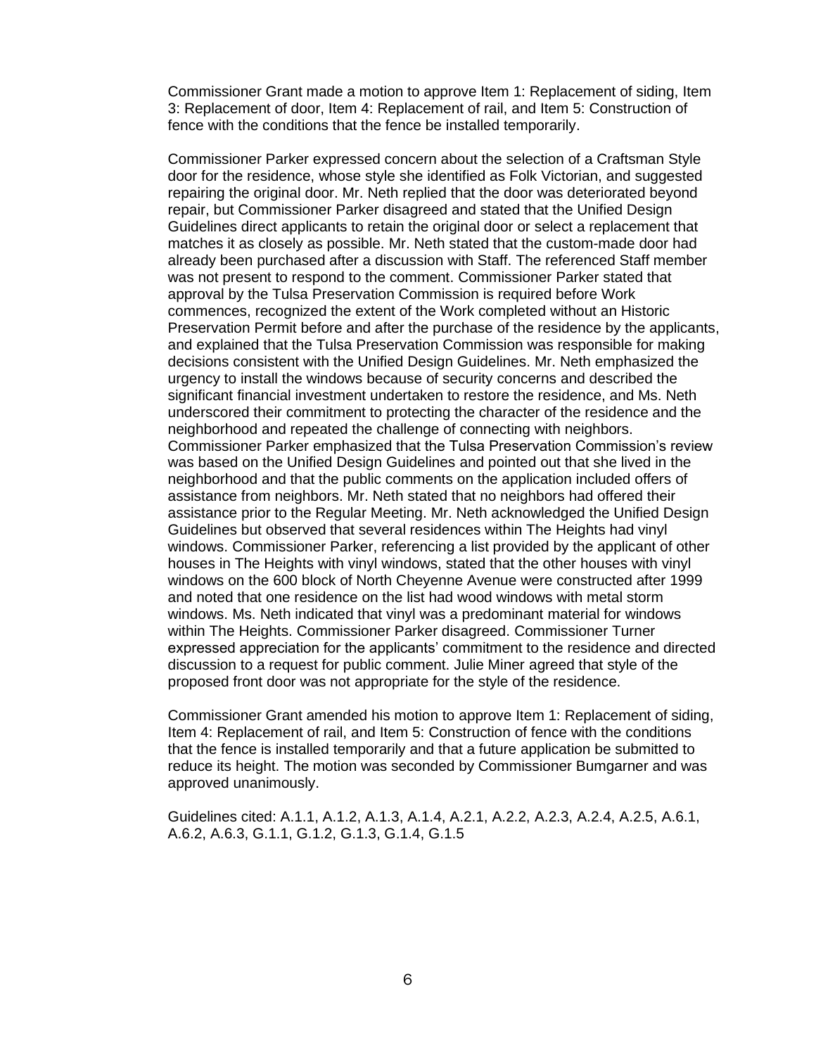Commissioner Grant made a motion to approve Item 1: Replacement of siding, Item 3: Replacement of door, Item 4: Replacement of rail, and Item 5: Construction of fence with the conditions that the fence be installed temporarily.

Commissioner Parker expressed concern about the selection of a Craftsman Style door for the residence, whose style she identified as Folk Victorian, and suggested repairing the original door. Mr. Neth replied that the door was deteriorated beyond repair, but Commissioner Parker disagreed and stated that the Unified Design Guidelines direct applicants to retain the original door or select a replacement that matches it as closely as possible. Mr. Neth stated that the custom-made door had already been purchased after a discussion with Staff. The referenced Staff member was not present to respond to the comment. Commissioner Parker stated that approval by the Tulsa Preservation Commission is required before Work commences, recognized the extent of the Work completed without an Historic Preservation Permit before and after the purchase of the residence by the applicants, and explained that the Tulsa Preservation Commission was responsible for making decisions consistent with the Unified Design Guidelines. Mr. Neth emphasized the urgency to install the windows because of security concerns and described the significant financial investment undertaken to restore the residence, and Ms. Neth underscored their commitment to protecting the character of the residence and the neighborhood and repeated the challenge of connecting with neighbors. Commissioner Parker emphasized that the Tulsa Preservation Commission's review was based on the Unified Design Guidelines and pointed out that she lived in the neighborhood and that the public comments on the application included offers of assistance from neighbors. Mr. Neth stated that no neighbors had offered their assistance prior to the Regular Meeting. Mr. Neth acknowledged the Unified Design Guidelines but observed that several residences within The Heights had vinyl windows. Commissioner Parker, referencing a list provided by the applicant of other houses in The Heights with vinyl windows, stated that the other houses with vinyl windows on the 600 block of North Cheyenne Avenue were constructed after 1999 and noted that one residence on the list had wood windows with metal storm windows. Ms. Neth indicated that vinyl was a predominant material for windows within The Heights. Commissioner Parker disagreed. Commissioner Turner expressed appreciation for the applicants' commitment to the residence and directed discussion to a request for public comment. Julie Miner agreed that style of the proposed front door was not appropriate for the style of the residence.

Commissioner Grant amended his motion to approve Item 1: Replacement of siding, Item 4: Replacement of rail, and Item 5: Construction of fence with the conditions that the fence is installed temporarily and that a future application be submitted to reduce its height. The motion was seconded by Commissioner Bumgarner and was approved unanimously.

Guidelines cited: A.1.1, A.1.2, A.1.3, A.1.4, A.2.1, A.2.2, A.2.3, A.2.4, A.2.5, A.6.1, A.6.2, A.6.3, G.1.1, G.1.2, G.1.3, G.1.4, G.1.5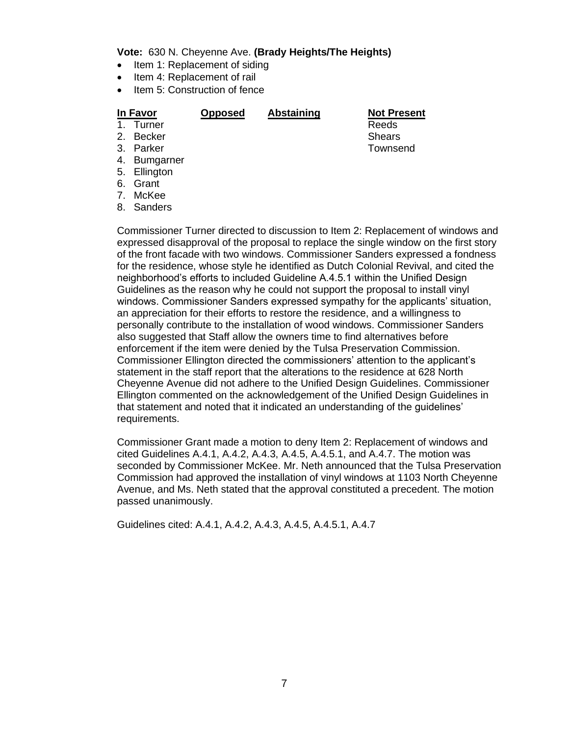**Vote:** 630 N. Cheyenne Ave. **(Brady Heights/The Heights)**

- Item 1: Replacement of siding
- Item 4: Replacement of rail
- Item 5: Construction of fence

| In Favor | Opposed | Abstaining | Not Present |
|---|---|---|---|
| 1. Turner | | | Reeds |
| 2. Becker | | | Shears |
| 3. Parker | | | Townsend |
| 4. Bumgarner | | | |
| 5. Ellington | | | |
| 6. Grant | | | |
| 7. McKee | | | |
| 8. Sanders | | | |

Commissioner Turner directed to discussion to Item 2: Replacement of windows and expressed disapproval of the proposal to replace the single window on the first story of the front facade with two windows. Commissioner Sanders expressed a fondness for the residence, whose style he identified as Dutch Colonial Revival, and cited the neighborhood's efforts to included Guideline A.4.5.1 within the Unified Design Guidelines as the reason why he could not support the proposal to install vinyl windows. Commissioner Sanders expressed sympathy for the applicants' situation, an appreciation for their efforts to restore the residence, and a willingness to personally contribute to the installation of wood windows. Commissioner Sanders also suggested that Staff allow the owners time to find alternatives before enforcement if the item were denied by the Tulsa Preservation Commission. Commissioner Ellington directed the commissioners' attention to the applicant's statement in the staff report that the alterations to the residence at 628 North Cheyenne Avenue did not adhere to the Unified Design Guidelines. Commissioner Ellington commented on the acknowledgement of the Unified Design Guidelines in that statement and noted that it indicated an understanding of the guidelines' requirements.

Commissioner Grant made a motion to deny Item 2: Replacement of windows and cited Guidelines A.4.1, A.4.2, A.4.3, A.4.5, A.4.5.1, and A.4.7. The motion was seconded by Commissioner McKee. Mr. Neth announced that the Tulsa Preservation Commission had approved the installation of vinyl windows at 1103 North Cheyenne Avenue, and Ms. Neth stated that the approval constituted a precedent. The motion passed unanimously.

Guidelines cited: A.4.1, A.4.2, A.4.3, A.4.5, A.4.5.1, A.4.7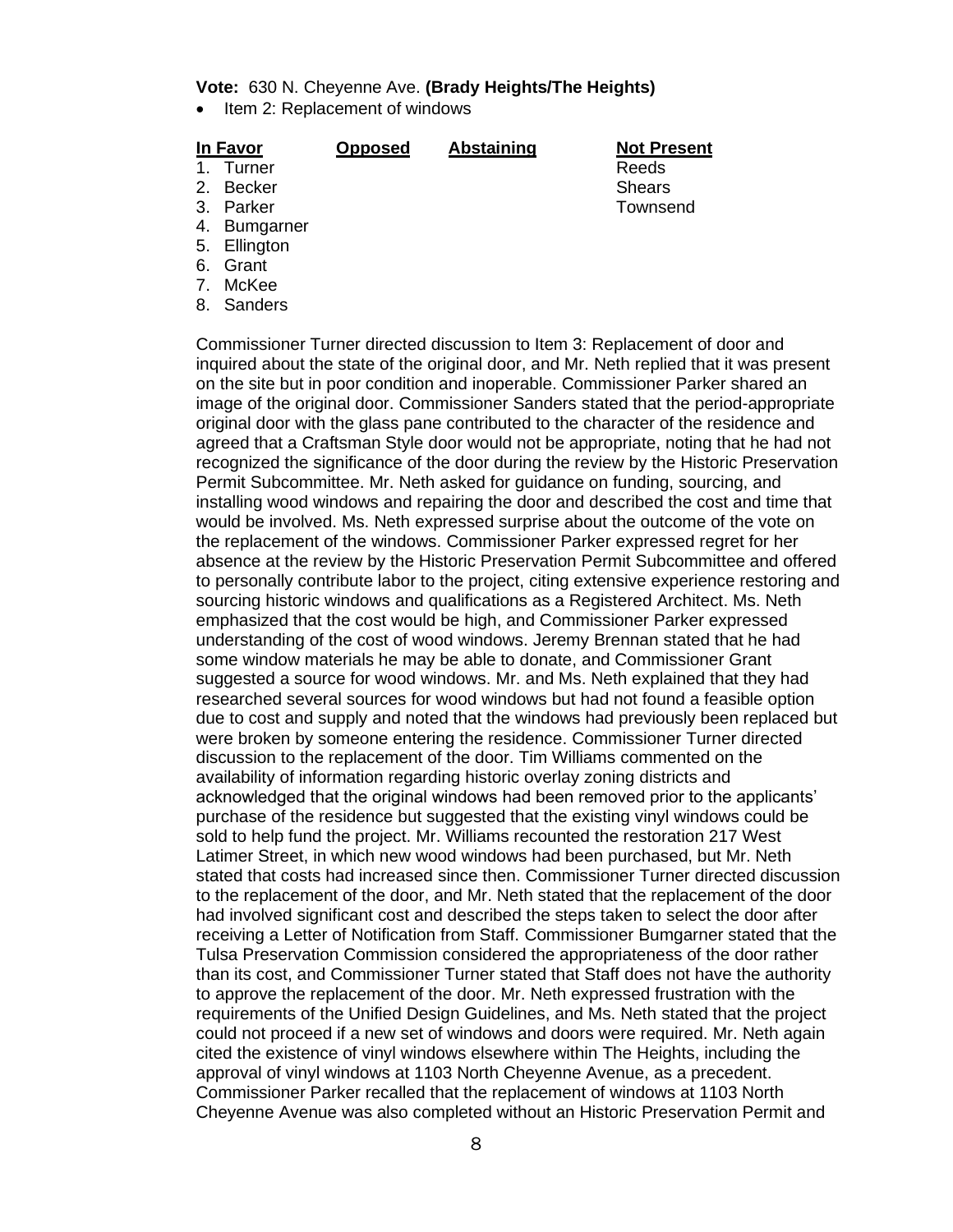**Vote:** 630 N. Cheyenne Ave. **(Brady Heights/The Heights)**

- Item 2: Replacement of windows

| In Favor | Opposed | Abstaining | Not Present |
|---|---|---|---|
| 1. Turner | | | Reeds |
| 2. Becker | | | Shears |
| 3. Parker | | | Townsend |
| 4. Bumgarner | | | |
| 5. Ellington | | | |
| 6. Grant | | | |
| 7. McKee | | | |
| 8. Sanders | | | |

Commissioner Turner directed discussion to Item 3: Replacement of door and inquired about the state of the original door, and Mr. Neth replied that it was present on the site but in poor condition and inoperable. Commissioner Parker shared an image of the original door. Commissioner Sanders stated that the period-appropriate original door with the glass pane contributed to the character of the residence and agreed that a Craftsman Style door would not be appropriate, noting that he had not recognized the significance of the door during the review by the Historic Preservation Permit Subcommittee. Mr. Neth asked for guidance on funding, sourcing, and installing wood windows and repairing the door and described the cost and time that would be involved. Ms. Neth expressed surprise about the outcome of the vote on the replacement of the windows. Commissioner Parker expressed regret for her absence at the review by the Historic Preservation Permit Subcommittee and offered to personally contribute labor to the project, citing extensive experience restoring and sourcing historic windows and qualifications as a Registered Architect. Ms. Neth emphasized that the cost would be high, and Commissioner Parker expressed understanding of the cost of wood windows. Jeremy Brennan stated that he had some window materials he may be able to donate, and Commissioner Grant suggested a source for wood windows. Mr. and Ms. Neth explained that they had researched several sources for wood windows but had not found a feasible option due to cost and supply and noted that the windows had previously been replaced but were broken by someone entering the residence. Commissioner Turner directed discussion to the replacement of the door. Tim Williams commented on the availability of information regarding historic overlay zoning districts and acknowledged that the original windows had been removed prior to the applicants' purchase of the residence but suggested that the existing vinyl windows could be sold to help fund the project. Mr. Williams recounted the restoration 217 West Latimer Street, in which new wood windows had been purchased, but Mr. Neth stated that costs had increased since then. Commissioner Turner directed discussion to the replacement of the door, and Mr. Neth stated that the replacement of the door had involved significant cost and described the steps taken to select the door after receiving a Letter of Notification from Staff. Commissioner Bumgarner stated that the Tulsa Preservation Commission considered the appropriateness of the door rather than its cost, and Commissioner Turner stated that Staff does not have the authority to approve the replacement of the door. Mr. Neth expressed frustration with the requirements of the Unified Design Guidelines, and Ms. Neth stated that the project could not proceed if a new set of windows and doors were required. Mr. Neth again cited the existence of vinyl windows elsewhere within The Heights, including the approval of vinyl windows at 1103 North Cheyenne Avenue, as a precedent. Commissioner Parker recalled that the replacement of windows at 1103 North Cheyenne Avenue was also completed without an Historic Preservation Permit and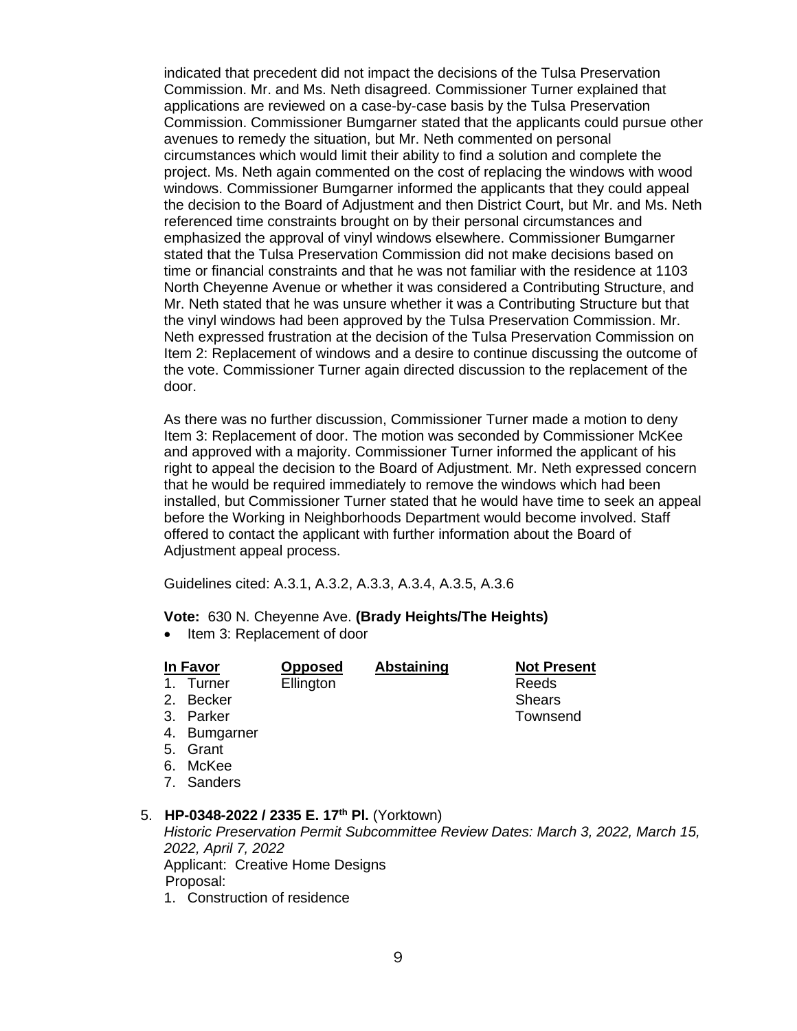indicated that precedent did not impact the decisions of the Tulsa Preservation Commission. Mr. and Ms. Neth disagreed. Commissioner Turner explained that applications are reviewed on a case-by-case basis by the Tulsa Preservation Commission. Commissioner Bumgarner stated that the applicants could pursue other avenues to remedy the situation, but Mr. Neth commented on personal circumstances which would limit their ability to find a solution and complete the project. Ms. Neth again commented on the cost of replacing the windows with wood windows. Commissioner Bumgarner informed the applicants that they could appeal the decision to the Board of Adjustment and then District Court, but Mr. and Ms. Neth referenced time constraints brought on by their personal circumstances and emphasized the approval of vinyl windows elsewhere. Commissioner Bumgarner stated that the Tulsa Preservation Commission did not make decisions based on time or financial constraints and that he was not familiar with the residence at 1103 North Cheyenne Avenue or whether it was considered a Contributing Structure, and Mr. Neth stated that he was unsure whether it was a Contributing Structure but that the vinyl windows had been approved by the Tulsa Preservation Commission. Mr. Neth expressed frustration at the decision of the Tulsa Preservation Commission on Item 2: Replacement of windows and a desire to continue discussing the outcome of the vote. Commissioner Turner again directed discussion to the replacement of the door.

As there was no further discussion, Commissioner Turner made a motion to deny Item 3: Replacement of door. The motion was seconded by Commissioner McKee and approved with a majority. Commissioner Turner informed the applicant of his right to appeal the decision to the Board of Adjustment. Mr. Neth expressed concern that he would be required immediately to remove the windows which had been installed, but Commissioner Turner stated that he would have time to seek an appeal before the Working in Neighborhoods Department would become involved. Staff offered to contact the applicant with further information about the Board of Adjustment appeal process.

Guidelines cited: A.3.1, A.3.2, A.3.3, A.3.4, A.3.5, A.3.6

**Vote:** 630 N. Cheyenne Ave. **(Brady Heights/The Heights)**

- Item 3: Replacement of door

| In Favor | Opposed | Abstaining | Not Present |
|---|---|---|---|
| 1. Turner | Ellington | | Reeds |
| 2. Becker | | | Shears |
| 3. Parker | | | Townsend |
| 4. Bumgarner | | | |
| 5. Grant | | | |
| 6. McKee | | | |
| 7. Sanders | | | |

5. **HP-0348-2022 / 2335 E. 17th Pl.** (Yorktown)
   *Historic Preservation Permit Subcommittee Review Dates: March 3, 2022, March 15, 2022, April 7, 2022*
   Applicant: Creative Home Designs
   Proposal:
   1. Construction of residence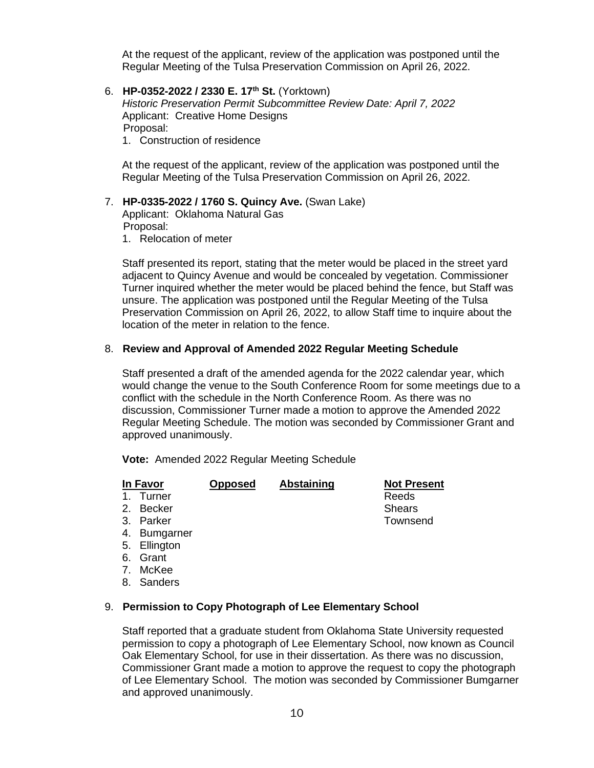At the request of the applicant, review of the application was postponed until the Regular Meeting of the Tulsa Preservation Commission on April 26, 2022.

6. **HP-0352-2022 / 2330 E. 17th St.** (Yorktown)
   *Historic Preservation Permit Subcommittee Review Date: April 7, 2022*
   Applicant: Creative Home Designs
   Proposal:
   1. Construction of residence

   At the request of the applicant, review of the application was postponed until the Regular Meeting of the Tulsa Preservation Commission on April 26, 2022.

7. **HP-0335-2022 / 1760 S. Quincy Ave.** (Swan Lake)
   Applicant: Oklahoma Natural Gas
   Proposal:
   1. Relocation of meter

   Staff presented its report, stating that the meter would be placed in the street yard adjacent to Quincy Avenue and would be concealed by vegetation. Commissioner Turner inquired whether the meter would be placed behind the fence, but Staff was unsure. The application was postponed until the Regular Meeting of the Tulsa Preservation Commission on April 26, 2022, to allow Staff time to inquire about the location of the meter in relation to the fence.

8. **Review and Approval of Amended 2022 Regular Meeting Schedule**

   Staff presented a draft of the amended agenda for the 2022 calendar year, which would change the venue to the South Conference Room for some meetings due to a conflict with the schedule in the North Conference Room. As there was no discussion, Commissioner Turner made a motion to approve the Amended 2022 Regular Meeting Schedule. The motion was seconded by Commissioner Grant and approved unanimously.

   **Vote:** Amended 2022 Regular Meeting Schedule

| In Favor | Opposed | Abstaining | Not Present |
|---|---|---|---|
| 1. Turner | | | Reeds |
| 2. Becker | | | Shears |
| 3. Parker | | | Townsend |
| 4. Bumgarner | | | |
| 5. Ellington | | | |
| 6. Grant | | | |
| 7. McKee | | | |
| 8. Sanders | | | |

9. **Permission to Copy Photograph of Lee Elementary School**

   Staff reported that a graduate student from Oklahoma State University requested permission to copy a photograph of Lee Elementary School, now known as Council Oak Elementary School, for use in their dissertation. As there was no discussion, Commissioner Grant made a motion to approve the request to copy the photograph of Lee Elementary School. The motion was seconded by Commissioner Bumgarner and approved unanimously.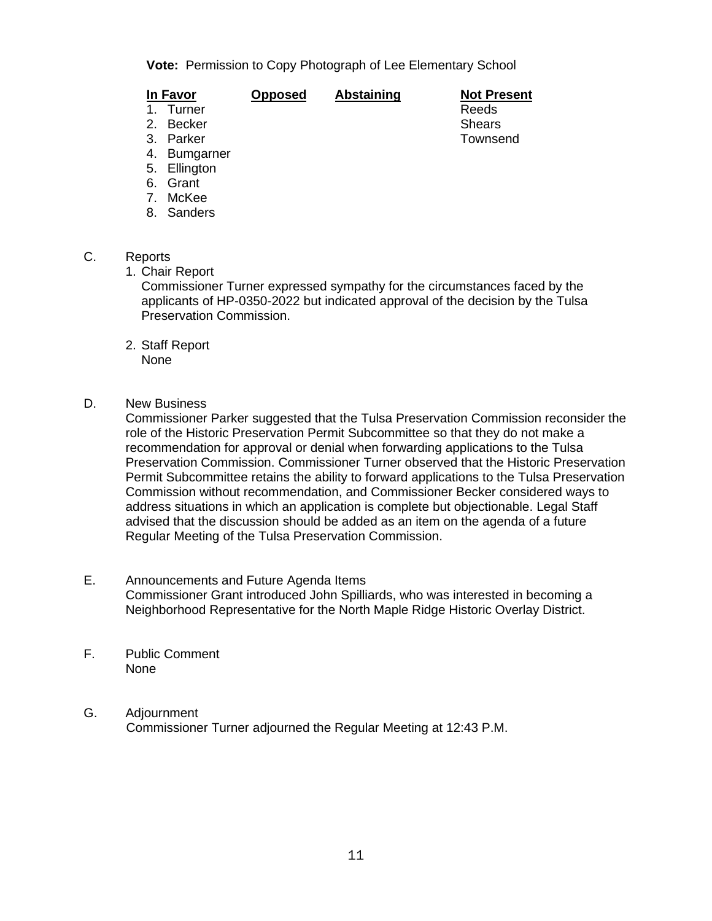**Vote:** Permission to Copy Photograph of Lee Elementary School

| **In Favor** | **Opposed** | **Abstaining** | **Not Present** |
|---|---|---|---|
| 1. Turner | | | Reeds |
| 2. Becker | | | Shears |
| 3. Parker | | | Townsend |
| 4. Bumgarner | | | |
| 5. Ellington | | | |
| 6. Grant | | | |
| 7. McKee | | | |
| 8. Sanders | | | |

C. Reports

1. Chair Report
   Commissioner Turner expressed sympathy for the circumstances faced by the applicants of HP-0350-2022 but indicated approval of the decision by the Tulsa Preservation Commission.

2. Staff Report
   None

D. New Business

Commissioner Parker suggested that the Tulsa Preservation Commission reconsider the role of the Historic Preservation Permit Subcommittee so that they do not make a recommendation for approval or denial when forwarding applications to the Tulsa Preservation Commission. Commissioner Turner observed that the Historic Preservation Permit Subcommittee retains the ability to forward applications to the Tulsa Preservation Commission without recommendation, and Commissioner Becker considered ways to address situations in which an application is complete but objectionable. Legal Staff advised that the discussion should be added as an item on the agenda of a future Regular Meeting of the Tulsa Preservation Commission.

E. Announcements and Future Agenda Items

Commissioner Grant introduced John Spilliards, who was interested in becoming a Neighborhood Representative for the North Maple Ridge Historic Overlay District.

F. Public Comment

None

G. Adjournment

Commissioner Turner adjourned the Regular Meeting at 12:43 P.M.